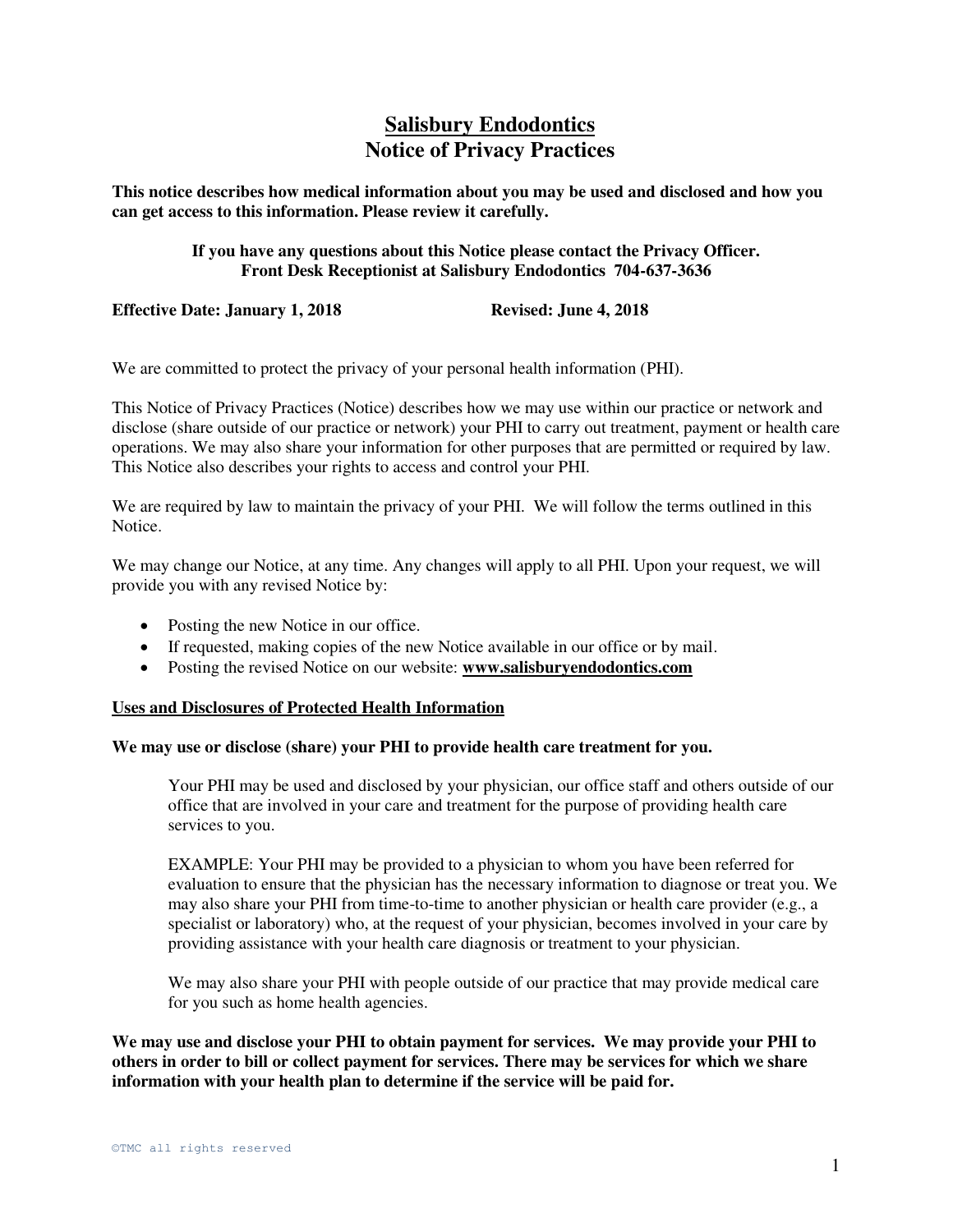# Salisbury Endodontics
# Notice of Privacy Practices

**This notice describes how medical information about you may be used and disclosed and how you can get access to this information. Please review it carefully.**

**If you have any questions about this Notice please contact the Privacy Officer.**
**Front Desk Receptionist at Salisbury Endodontics 704-637-3636**

**Effective Date: January 1, 2018** **Revised: June 4, 2018**

We are committed to protect the privacy of your personal health information (PHI).

This Notice of Privacy Practices (Notice) describes how we may use within our practice or network and disclose (share outside of our practice or network) your PHI to carry out treatment, payment or health care operations. We may also share your information for other purposes that are permitted or required by law. This Notice also describes your rights to access and control your PHI.

We are required by law to maintain the privacy of your PHI. We will follow the terms outlined in this Notice.

We may change our Notice, at any time. Any changes will apply to all PHI. Upon your request, we will provide you with any revised Notice by:

- Posting the new Notice in our office.
- If requested, making copies of the new Notice available in our office or by mail.
- Posting the revised Notice on our website: **www.salisburyendodontics.com**

## Uses and Disclosures of Protected Health Information

**We may use or disclose (share) your PHI to provide health care treatment for you.**

Your PHI may be used and disclosed by your physician, our office staff and others outside of our office that are involved in your care and treatment for the purpose of providing health care services to you.

EXAMPLE: Your PHI may be provided to a physician to whom you have been referred for evaluation to ensure that the physician has the necessary information to diagnose or treat you. We may also share your PHI from time-to-time to another physician or health care provider (e.g., a specialist or laboratory) who, at the request of your physician, becomes involved in your care by providing assistance with your health care diagnosis or treatment to your physician.

We may also share your PHI with people outside of our practice that may provide medical care for you such as home health agencies.

**We may use and disclose your PHI to obtain payment for services. We may provide your PHI to others in order to bill or collect payment for services. There may be services for which we share information with your health plan to determine if the service will be paid for.**

©TMC all rights reserved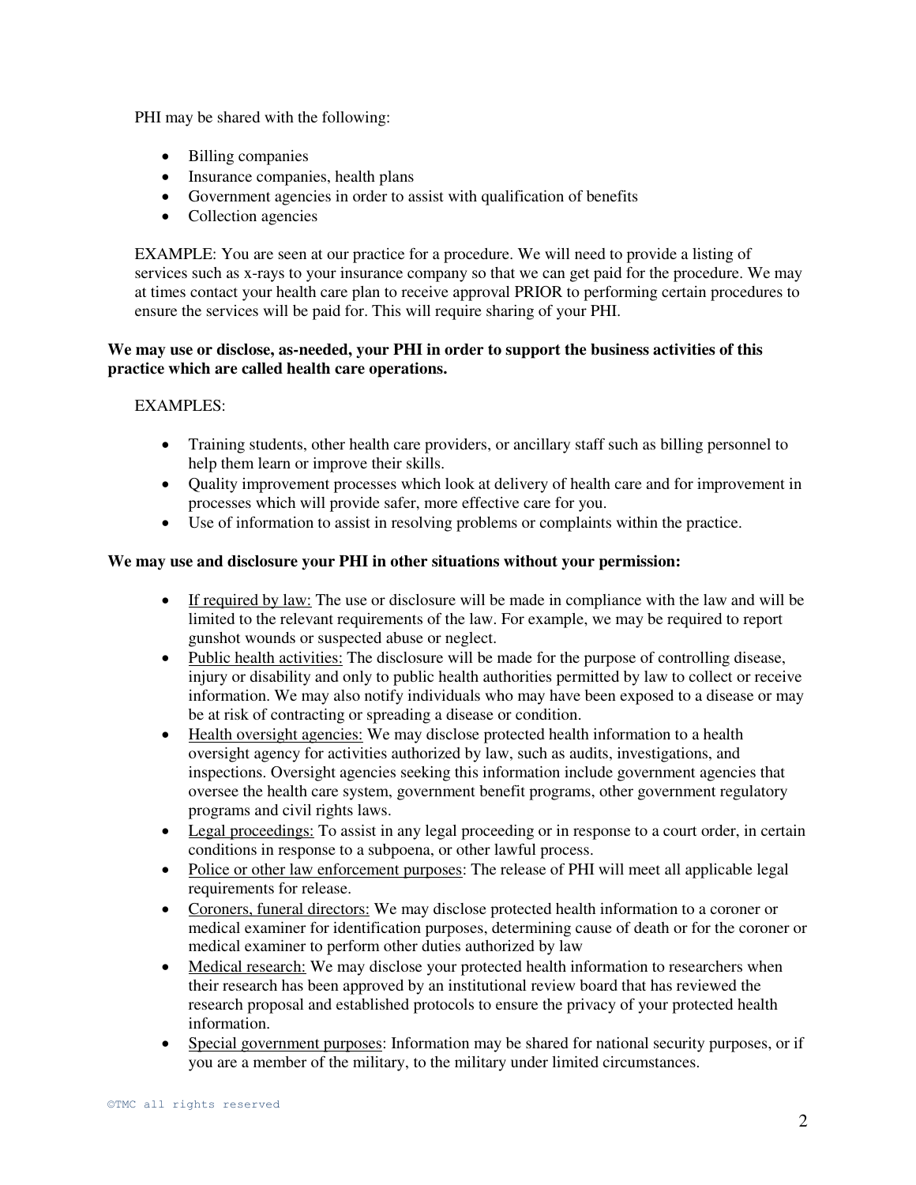PHI may be shared with the following:

- Billing companies
- Insurance companies, health plans
- Government agencies in order to assist with qualification of benefits
- Collection agencies

EXAMPLE: You are seen at our practice for a procedure. We will need to provide a listing of services such as x-rays to your insurance company so that we can get paid for the procedure. We may at times contact your health care plan to receive approval PRIOR to performing certain procedures to ensure the services will be paid for. This will require sharing of your PHI.

**We may use or disclose, as-needed, your PHI in order to support the business activities of this practice which are called health care operations.**

EXAMPLES:

- Training students, other health care providers, or ancillary staff such as billing personnel to help them learn or improve their skills.
- Quality improvement processes which look at delivery of health care and for improvement in processes which will provide safer, more effective care for you.
- Use of information to assist in resolving problems or complaints within the practice.

**We may use and disclosure your PHI in other situations without your permission:**

- <u>If required by law:</u> The use or disclosure will be made in compliance with the law and will be limited to the relevant requirements of the law. For example, we may be required to report gunshot wounds or suspected abuse or neglect.
- <u>Public health activities:</u> The disclosure will be made for the purpose of controlling disease, injury or disability and only to public health authorities permitted by law to collect or receive information. We may also notify individuals who may have been exposed to a disease or may be at risk of contracting or spreading a disease or condition.
- <u>Health oversight agencies:</u> We may disclose protected health information to a health oversight agency for activities authorized by law, such as audits, investigations, and inspections. Oversight agencies seeking this information include government agencies that oversee the health care system, government benefit programs, other government regulatory programs and civil rights laws.
- <u>Legal proceedings:</u> To assist in any legal proceeding or in response to a court order, in certain conditions in response to a subpoena, or other lawful process.
- <u>Police or other law enforcement purposes</u>: The release of PHI will meet all applicable legal requirements for release.
- <u>Coroners, funeral directors:</u> We may disclose protected health information to a coroner or medical examiner for identification purposes, determining cause of death or for the coroner or medical examiner to perform other duties authorized by law
- <u>Medical research:</u> We may disclose your protected health information to researchers when their research has been approved by an institutional review board that has reviewed the research proposal and established protocols to ensure the privacy of your protected health information.
- <u>Special government purposes</u>: Information may be shared for national security purposes, or if you are a member of the military, to the military under limited circumstances.

©TMC all rights reserved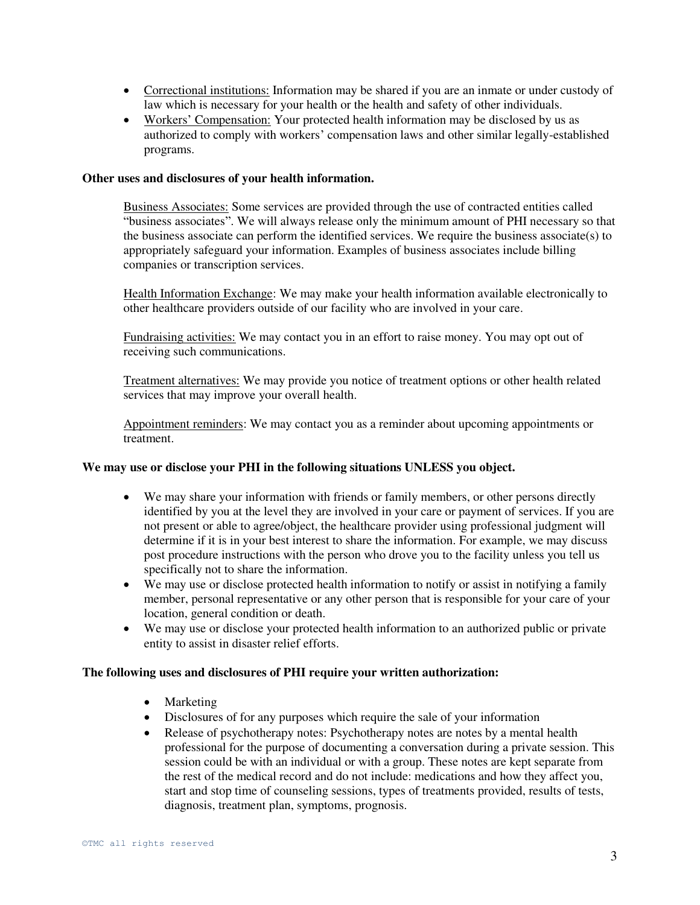- Correctional institutions: Information may be shared if you are an inmate or under custody of law which is necessary for your health or the health and safety of other individuals.
- Workers' Compensation: Your protected health information may be disclosed by us as authorized to comply with workers' compensation laws and other similar legally-established programs.

**Other uses and disclosures of your health information.**

Business Associates: Some services are provided through the use of contracted entities called "business associates". We will always release only the minimum amount of PHI necessary so that the business associate can perform the identified services. We require the business associate(s) to appropriately safeguard your information. Examples of business associates include billing companies or transcription services.

Health Information Exchange: We may make your health information available electronically to other healthcare providers outside of our facility who are involved in your care.

Fundraising activities: We may contact you in an effort to raise money. You may opt out of receiving such communications.

Treatment alternatives: We may provide you notice of treatment options or other health related services that may improve your overall health.

Appointment reminders: We may contact you as a reminder about upcoming appointments or treatment.

**We may use or disclose your PHI in the following situations UNLESS you object.**

- We may share your information with friends or family members, or other persons directly identified by you at the level they are involved in your care or payment of services. If you are not present or able to agree/object, the healthcare provider using professional judgment will determine if it is in your best interest to share the information. For example, we may discuss post procedure instructions with the person who drove you to the facility unless you tell us specifically not to share the information.
- We may use or disclose protected health information to notify or assist in notifying a family member, personal representative or any other person that is responsible for your care of your location, general condition or death.
- We may use or disclose your protected health information to an authorized public or private entity to assist in disaster relief efforts.

**The following uses and disclosures of PHI require your written authorization:**

- Marketing
- Disclosures of for any purposes which require the sale of your information
- Release of psychotherapy notes: Psychotherapy notes are notes by a mental health professional for the purpose of documenting a conversation during a private session. This session could be with an individual or with a group. These notes are kept separate from the rest of the medical record and do not include: medications and how they affect you, start and stop time of counseling sessions, types of treatments provided, results of tests, diagnosis, treatment plan, symptoms, prognosis.

©TMC all rights reserved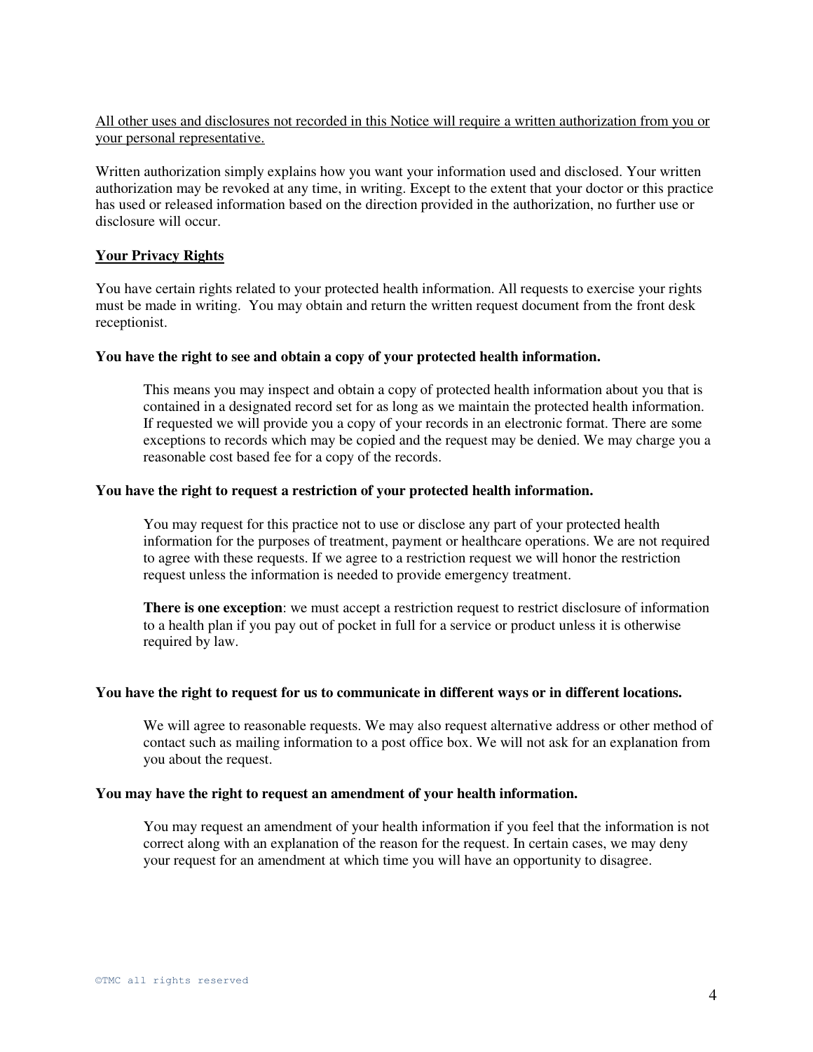All other uses and disclosures not recorded in this Notice will require a written authorization from you or your personal representative.

Written authorization simply explains how you want your information used and disclosed. Your written authorization may be revoked at any time, in writing. Except to the extent that your doctor or this practice has used or released information based on the direction provided in the authorization, no further use or disclosure will occur.

## Your Privacy Rights

You have certain rights related to your protected health information. All requests to exercise your rights must be made in writing. You may obtain and return the written request document from the front desk receptionist.

### You have the right to see and obtain a copy of your protected health information.

This means you may inspect and obtain a copy of protected health information about you that is contained in a designated record set for as long as we maintain the protected health information. If requested we will provide you a copy of your records in an electronic format. There are some exceptions to records which may be copied and the request may be denied. We may charge you a reasonable cost based fee for a copy of the records.

### You have the right to request a restriction of your protected health information.

You may request for this practice not to use or disclose any part of your protected health information for the purposes of treatment, payment or healthcare operations. We are not required to agree with these requests. If we agree to a restriction request we will honor the restriction request unless the information is needed to provide emergency treatment.

**There is one exception**: we must accept a restriction request to restrict disclosure of information to a health plan if you pay out of pocket in full for a service or product unless it is otherwise required by law.

### You have the right to request for us to communicate in different ways or in different locations.

We will agree to reasonable requests. We may also request alternative address or other method of contact such as mailing information to a post office box. We will not ask for an explanation from you about the request.

### You may have the right to request an amendment of your health information.

You may request an amendment of your health information if you feel that the information is not correct along with an explanation of the reason for the request. In certain cases, we may deny your request for an amendment at which time you will have an opportunity to disagree.

©TMC all rights reserved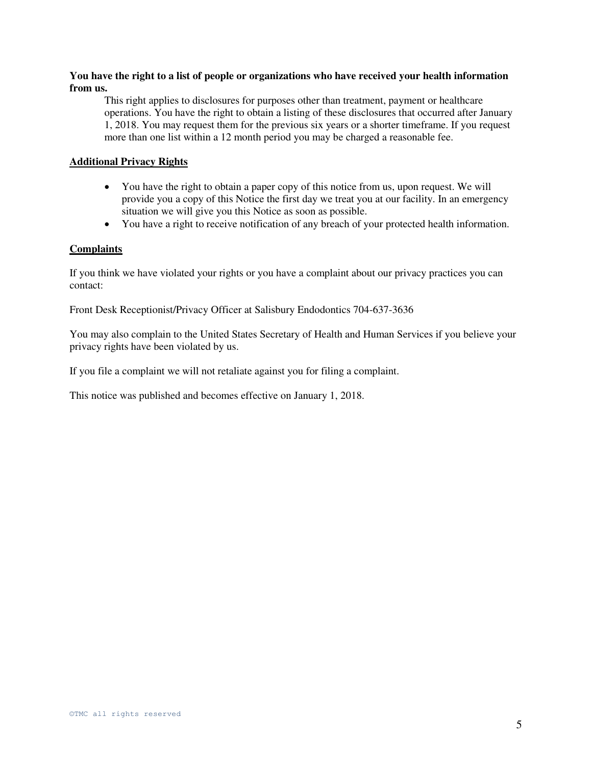**You have the right to a list of people or organizations who have received your health information from us.**

This right applies to disclosures for purposes other than treatment, payment or healthcare operations. You have the right to obtain a listing of these disclosures that occurred after January 1, 2018. You may request them for the previous six years or a shorter timeframe. If you request more than one list within a 12 month period you may be charged a reasonable fee.

## Additional Privacy Rights

- You have the right to obtain a paper copy of this notice from us, upon request. We will provide you a copy of this Notice the first day we treat you at our facility. In an emergency situation we will give you this Notice as soon as possible.
- You have a right to receive notification of any breach of your protected health information.

## Complaints

If you think we have violated your rights or you have a complaint about our privacy practices you can contact:

Front Desk Receptionist/Privacy Officer at Salisbury Endodontics 704-637-3636

You may also complain to the United States Secretary of Health and Human Services if you believe your privacy rights have been violated by us.

If you file a complaint we will not retaliate against you for filing a complaint.

This notice was published and becomes effective on January 1, 2018.

©TMC all rights reserved